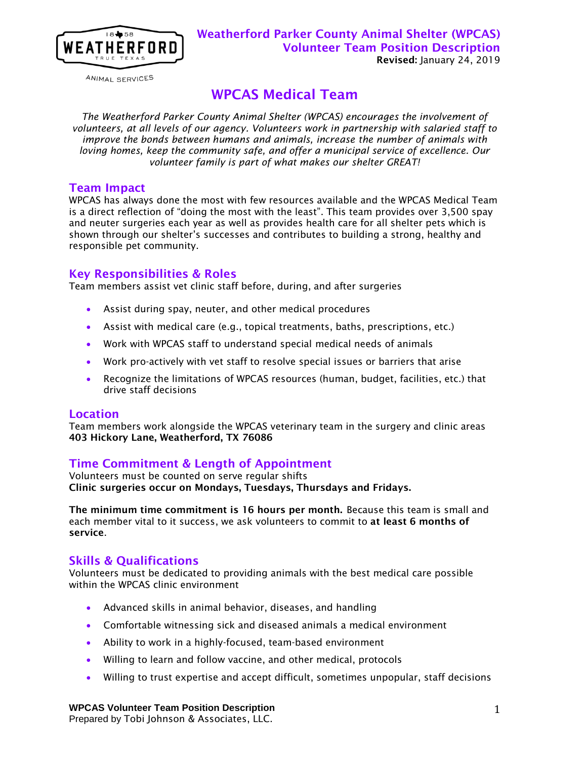WEATHERFORD TRUE TEXAS

ANIMAL SERVICES

**Weatherford Parker County Animal Shelter (WPCAS)**
**Volunteer Team Position Description**
**Revised:** January 24, 2019

# WPCAS Medical Team

*The Weatherford Parker County Animal Shelter (WPCAS) encourages the involvement of volunteers, at all levels of our agency. Volunteers work in partnership with salaried staff to improve the bonds between humans and animals, increase the number of animals with loving homes, keep the community safe, and offer a municipal service of excellence. Our volunteer family is part of what makes our shelter GREAT!*

## Team Impact

WPCAS has always done the most with few resources available and the WPCAS Medical Team is a direct reflection of "doing the most with the least". This team provides over 3,500 spay and neuter surgeries each year as well as provides health care for all shelter pets which is shown through our shelter's successes and contributes to building a strong, healthy and responsible pet community.

## Key Responsibilities & Roles

Team members assist vet clinic staff before, during, and after surgeries

- Assist during spay, neuter, and other medical procedures
- Assist with medical care (e.g., topical treatments, baths, prescriptions, etc.)
- Work with WPCAS staff to understand special medical needs of animals
- Work pro-actively with vet staff to resolve special issues or barriers that arise
- Recognize the limitations of WPCAS resources (human, budget, facilities, etc.) that drive staff decisions

## Location

Team members work alongside the WPCAS veterinary team in the surgery and clinic areas
**403 Hickory Lane, Weatherford, TX 76086**

## Time Commitment & Length of Appointment

Volunteers must be counted on serve regular shifts
**Clinic surgeries occur on Mondays, Tuesdays, Thursdays and Fridays.**

**The minimum time commitment is 16 hours per month.** Because this team is small and each member vital to it success, we ask volunteers to commit to **at least 6 months of service**.

## Skills & Qualifications

Volunteers must be dedicated to providing animals with the best medical care possible within the WPCAS clinic environment

- Advanced skills in animal behavior, diseases, and handling
- Comfortable witnessing sick and diseased animals a medical environment
- Ability to work in a highly-focused, team-based environment
- Willing to learn and follow vaccine, and other medical, protocols
- Willing to trust expertise and accept difficult, sometimes unpopular, staff decisions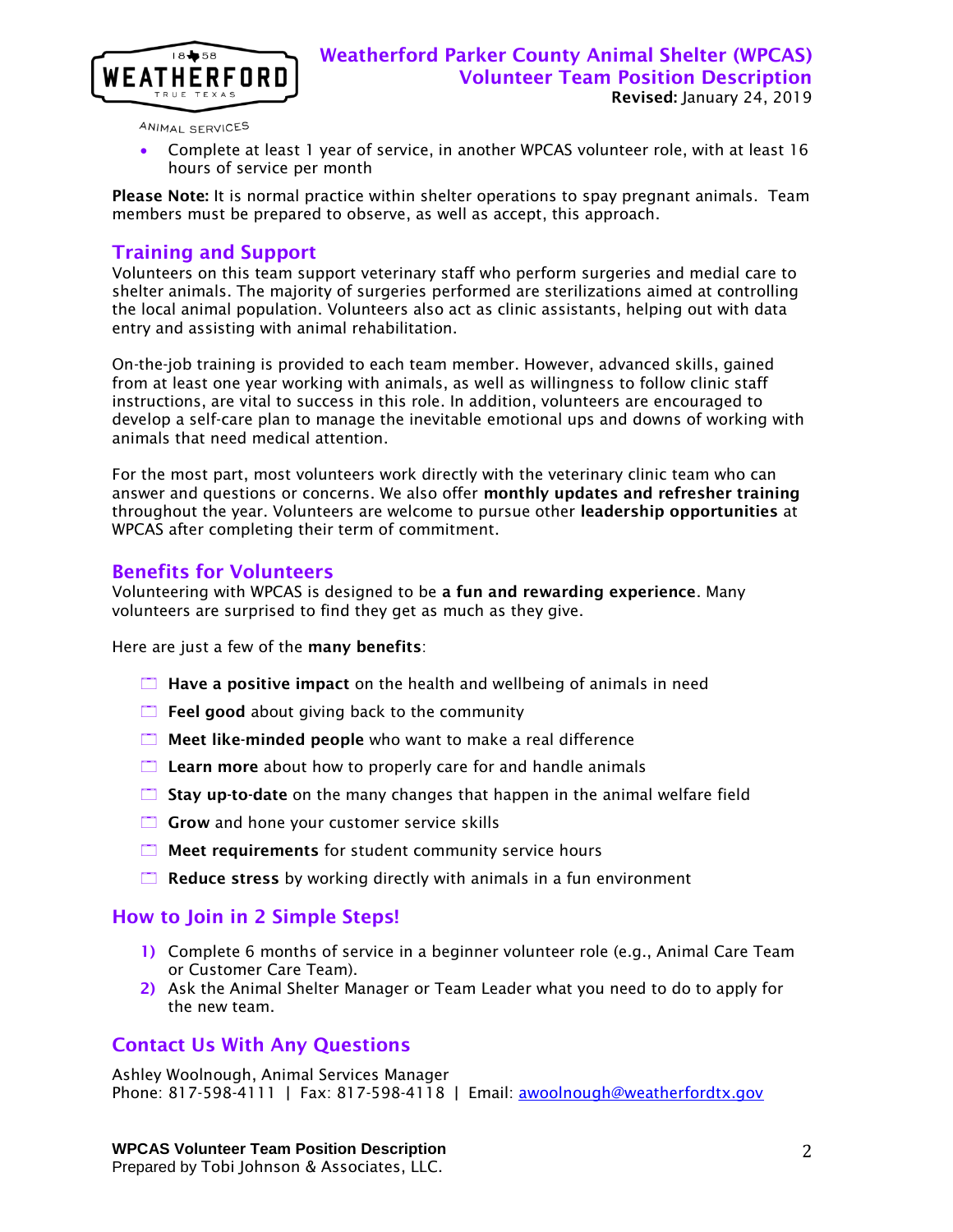- Complete at least 1 year of service, in another WPCAS volunteer role, with at least 16 hours of service per month

**Please Note:** It is normal practice within shelter operations to spay pregnant animals. Team members must be prepared to observe, as well as accept, this approach.

## Training and Support

Volunteers on this team support veterinary staff who perform surgeries and medial care to shelter animals. The majority of surgeries performed are sterilizations aimed at controlling the local animal population. Volunteers also act as clinic assistants, helping out with data entry and assisting with animal rehabilitation.

On-the-job training is provided to each team member. However, advanced skills, gained from at least one year working with animals, as well as willingness to follow clinic staff instructions, are vital to success in this role. In addition, volunteers are encouraged to develop a self-care plan to manage the inevitable emotional ups and downs of working with animals that need medical attention.

For the most part, most volunteers work directly with the veterinary clinic team who can answer and questions or concerns. We also offer **monthly updates and refresher training** throughout the year. Volunteers are welcome to pursue other **leadership opportunities** at WPCAS after completing their term of commitment.

## Benefits for Volunteers

Volunteering with WPCAS is designed to be **a fun and rewarding experience**. Many volunteers are surprised to find they get as much as they give.

Here are just a few of the **many benefits**:

- **Have a positive impact** on the health and wellbeing of animals in need
- **Feel good** about giving back to the community
- **Meet like-minded people** who want to make a real difference
- **Learn more** about how to properly care for and handle animals
- **Stay up-to-date** on the many changes that happen in the animal welfare field
- **Grow** and hone your customer service skills
- **Meet requirements** for student community service hours
- **Reduce stress** by working directly with animals in a fun environment

## How to Join in 2 Simple Steps!

1) Complete 6 months of service in a beginner volunteer role (e.g., Animal Care Team or Customer Care Team).
2) Ask the Animal Shelter Manager or Team Leader what you need to do to apply for the new team.

## Contact Us With Any Questions

Ashley Woolnough, Animal Services Manager
Phone: 817-598-4111 | Fax: 817-598-4118 | Email: awoolnough@weatherfordtx.gov